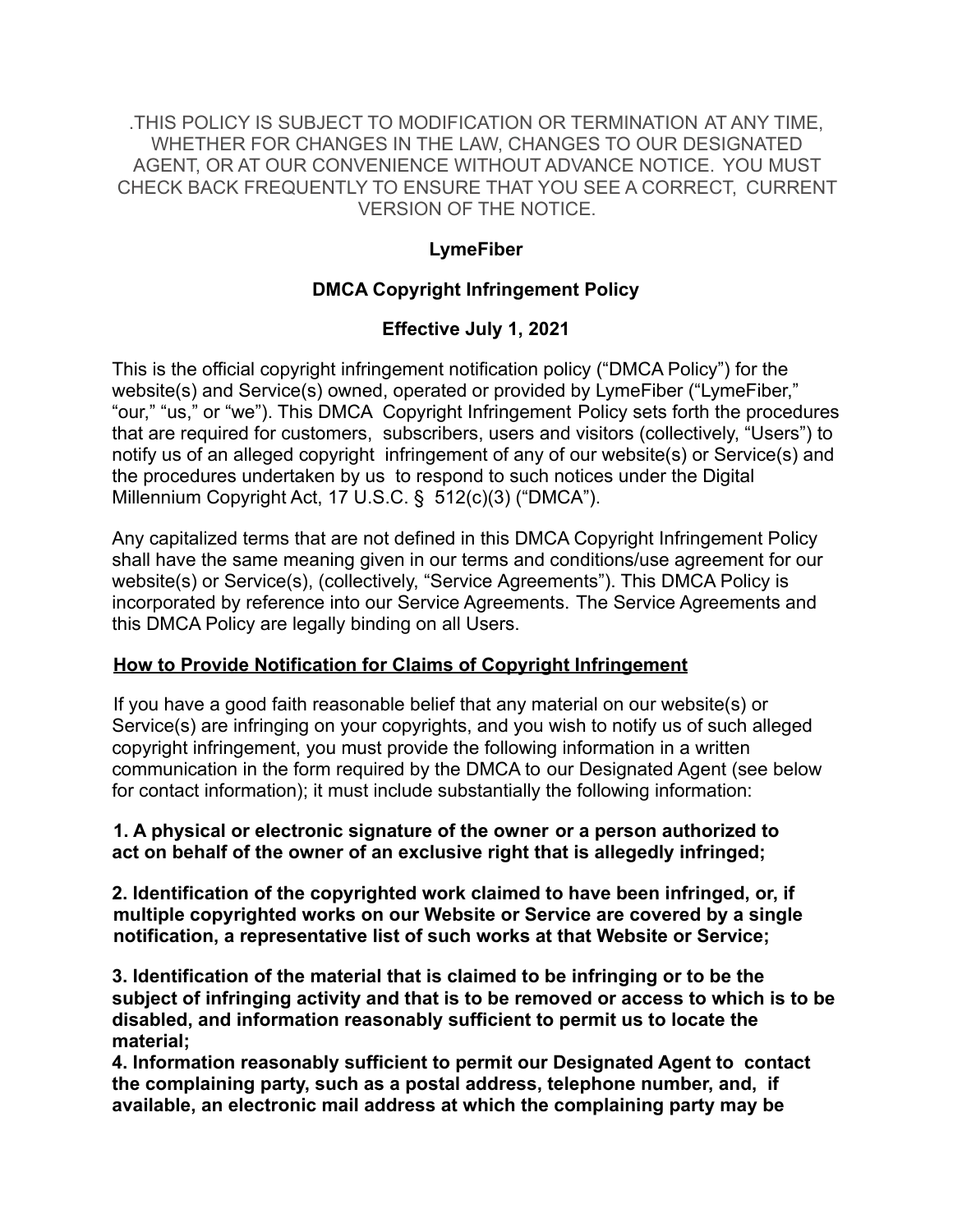.THIS POLICY IS SUBJECT TO MODIFICATION OR TERMINATION AT ANY TIME, WHETHER FOR CHANGES IN THE LAW, CHANGES TO OUR DESIGNATED AGENT, OR AT OUR CONVENIENCE WITHOUT ADVANCE NOTICE. YOU MUST CHECK BACK FREQUENTLY TO ENSURE THAT YOU SEE A CORRECT, CURRENT VERSION OF THE NOTICE.

**LymeFiber**

**DMCA Copyright Infringement Policy**

**Effective July 1, 2021**

This is the official copyright infringement notification policy ("DMCA Policy") for the website(s) and Service(s) owned, operated or provided by LymeFiber ("LymeFiber," "our," "us," or "we"). This DMCA Copyright Infringement Policy sets forth the procedures that are required for customers, subscribers, users and visitors (collectively, "Users") to notify us of an alleged copyright infringement of any of our website(s) or Service(s) and the procedures undertaken by us to respond to such notices under the Digital Millennium Copyright Act, 17 U.S.C. § 512(c)(3) ("DMCA").

Any capitalized terms that are not defined in this DMCA Copyright Infringement Policy shall have the same meaning given in our terms and conditions/use agreement for our website(s) or Service(s), (collectively, "Service Agreements"). This DMCA Policy is incorporated by reference into our Service Agreements. The Service Agreements and this DMCA Policy are legally binding on all Users.

**How to Provide Notification for Claims of Copyright Infringement**

If you have a good faith reasonable belief that any material on our website(s) or Service(s) are infringing on your copyrights, and you wish to notify us of such alleged copyright infringement, you must provide the following information in a written communication in the form required by the DMCA to our Designated Agent (see below for contact information); it must include substantially the following information:

**1. A physical or electronic signature of the owner or a person authorized to act on behalf of the owner of an exclusive right that is allegedly infringed;**

**2. Identification of the copyrighted work claimed to have been infringed, or, if multiple copyrighted works on our Website or Service are covered by a single notification, a representative list of such works at that Website or Service;**

**3. Identification of the material that is claimed to be infringing or to be the subject of infringing activity and that is to be removed or access to which is to be disabled, and information reasonably sufficient to permit us to locate the material;**

**4. Information reasonably sufficient to permit our Designated Agent to contact the complaining party, such as a postal address, telephone number, and, if available, an electronic mail address at which the complaining party may be**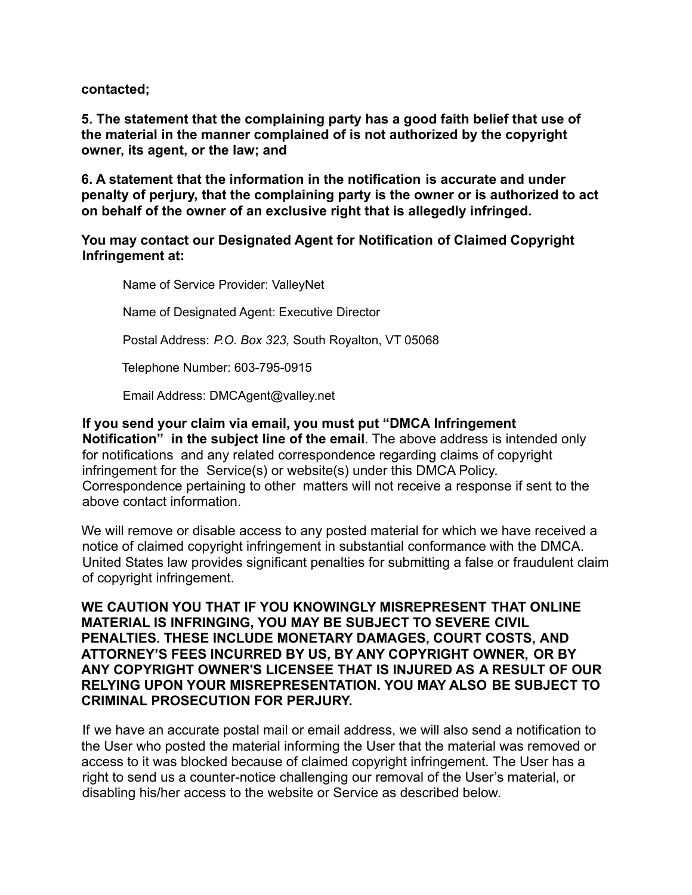**contacted;**

**5. The statement that the complaining party has a good faith belief that use of the material in the manner complained of is not authorized by the copyright owner, its agent, or the law; and**

**6. A statement that the information in the notification is accurate and under penalty of perjury, that the complaining party is the owner or is authorized to act on behalf of the owner of an exclusive right that is allegedly infringed.**

**You may contact our Designated Agent for Notification of Claimed Copyright Infringement at:**

Name of Service Provider: ValleyNet

Name of Designated Agent: Executive Director

Postal Address: *P.O. Box 323,* South Royalton, VT 05068

Telephone Number: 603-795-0915

Email Address: DMCAgent@valley.net

**If you send your claim via email, you must put "DMCA Infringement Notification" in the subject line of the email**. The above address is intended only for notifications and any related correspondence regarding claims of copyright infringement for the Service(s) or website(s) under this DMCA Policy. Correspondence pertaining to other matters will not receive a response if sent to the above contact information.

We will remove or disable access to any posted material for which we have received a notice of claimed copyright infringement in substantial conformance with the DMCA. United States law provides significant penalties for submitting a false or fraudulent claim of copyright infringement.

**WE CAUTION YOU THAT IF YOU KNOWINGLY MISREPRESENT THAT ONLINE MATERIAL IS INFRINGING, YOU MAY BE SUBJECT TO SEVERE CIVIL PENALTIES. THESE INCLUDE MONETARY DAMAGES, COURT COSTS, AND ATTORNEY'S FEES INCURRED BY US, BY ANY COPYRIGHT OWNER, OR BY ANY COPYRIGHT OWNER'S LICENSEE THAT IS INJURED AS A RESULT OF OUR RELYING UPON YOUR MISREPRESENTATION. YOU MAY ALSO BE SUBJECT TO CRIMINAL PROSECUTION FOR PERJURY.**

If we have an accurate postal mail or email address, we will also send a notification to the User who posted the material informing the User that the material was removed or access to it was blocked because of claimed copyright infringement. The User has a right to send us a counter-notice challenging our removal of the User's material, or disabling his/her access to the website or Service as described below.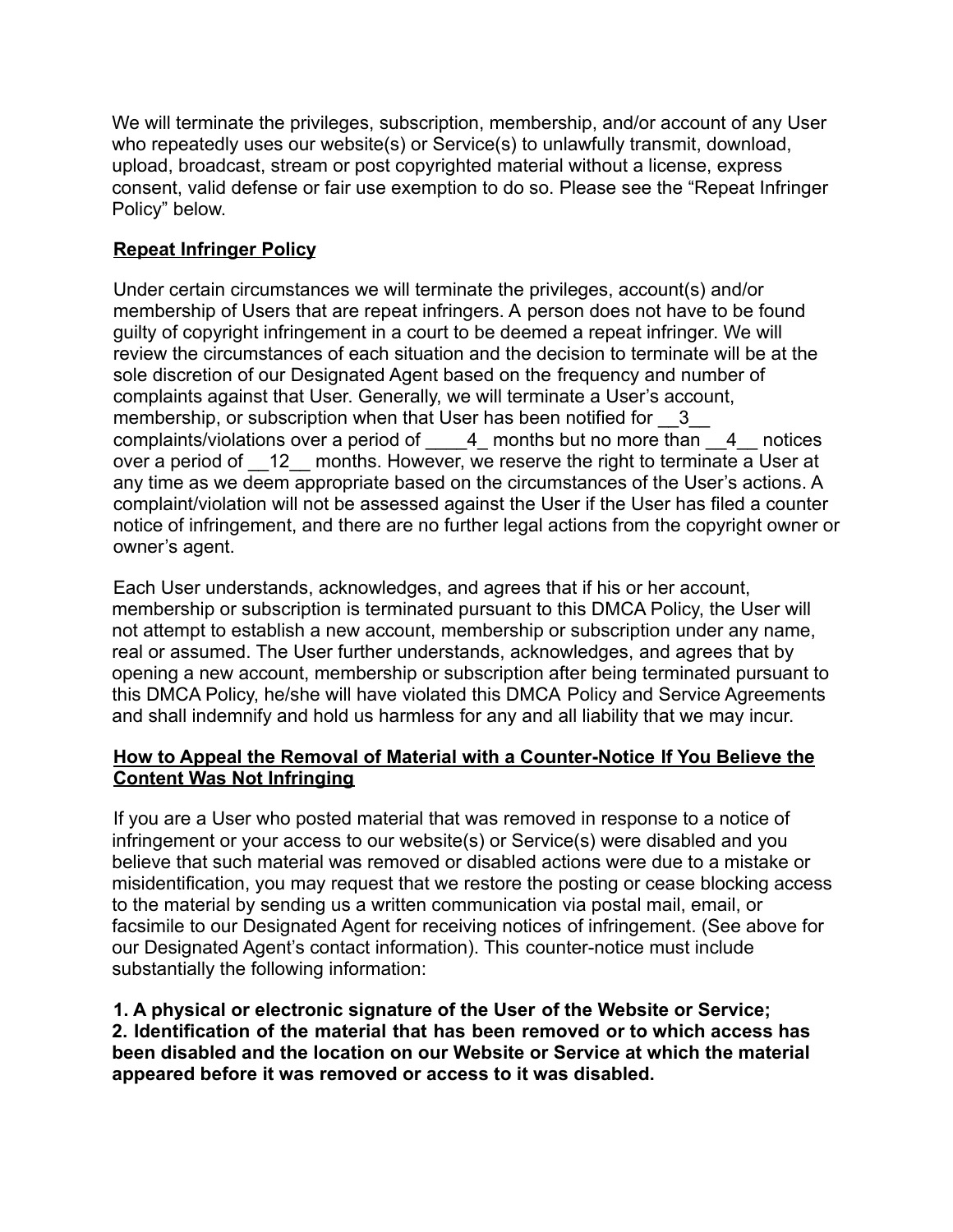We will terminate the privileges, subscription, membership, and/or account of any User who repeatedly uses our website(s) or Service(s) to unlawfully transmit, download, upload, broadcast, stream or post copyrighted material without a license, express consent, valid defense or fair use exemption to do so. Please see the "Repeat Infringer Policy" below.

## Repeat Infringer Policy

Under certain circumstances we will terminate the privileges, account(s) and/or membership of Users that are repeat infringers. A person does not have to be found guilty of copyright infringement in a court to be deemed a repeat infringer. We will review the circumstances of each situation and the decision to terminate will be at the sole discretion of our Designated Agent based on the frequency and number of complaints against that User. Generally, we will terminate a User's account, membership, or subscription when that User has been notified for __3__ complaints/violations over a period of ____4_ months but no more than __4__ notices over a period of __12__ months. However, we reserve the right to terminate a User at any time as we deem appropriate based on the circumstances of the User's actions. A complaint/violation will not be assessed against the User if the User has filed a counter notice of infringement, and there are no further legal actions from the copyright owner or owner's agent.

Each User understands, acknowledges, and agrees that if his or her account, membership or subscription is terminated pursuant to this DMCA Policy, the User will not attempt to establish a new account, membership or subscription under any name, real or assumed. The User further understands, acknowledges, and agrees that by opening a new account, membership or subscription after being terminated pursuant to this DMCA Policy, he/she will have violated this DMCA Policy and Service Agreements and shall indemnify and hold us harmless for any and all liability that we may incur.

## How to Appeal the Removal of Material with a Counter-Notice If You Believe the Content Was Not Infringing

If you are a User who posted material that was removed in response to a notice of infringement or your access to our website(s) or Service(s) were disabled and you believe that such material was removed or disabled actions were due to a mistake or misidentification, you may request that we restore the posting or cease blocking access to the material by sending us a written communication via postal mail, email, or facsimile to our Designated Agent for receiving notices of infringement. (See above for our Designated Agent's contact information). This counter-notice must include substantially the following information:

**1. A physical or electronic signature of the User of the Website or Service;**
**2. Identification of the material that has been removed or to which access has been disabled and the location on our Website or Service at which the material appeared before it was removed or access to it was disabled.**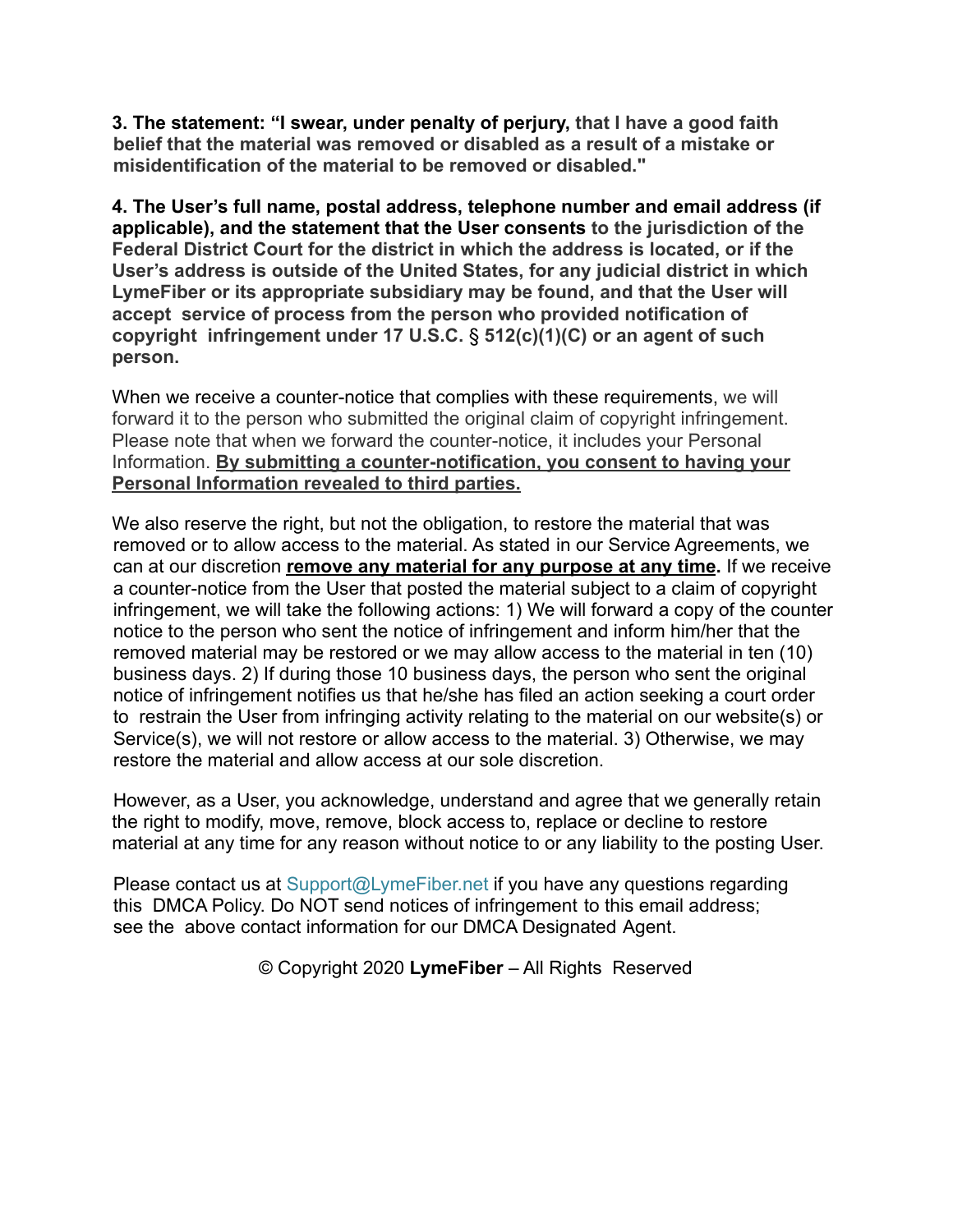**3. The statement: "I swear, under penalty of perjury, that I have a good faith belief that the material was removed or disabled as a result of a mistake or misidentification of the material to be removed or disabled."**

**4. The User's full name, postal address, telephone number and email address (if applicable), and the statement that the User consents to the jurisdiction of the Federal District Court for the district in which the address is located, or if the User's address is outside of the United States, for any judicial district in which LymeFiber or its appropriate subsidiary may be found, and that the User will accept service of process from the person who provided notification of copyright infringement under 17 U.S.C. § 512(c)(1)(C) or an agent of such person.**

When we receive a counter-notice that complies with these requirements, we will forward it to the person who submitted the original claim of copyright infringement. Please note that when we forward the counter-notice, it includes your Personal Information. **By submitting a counter-notification, you consent to having your Personal Information revealed to third parties.**

We also reserve the right, but not the obligation, to restore the material that was removed or to allow access to the material. As stated in our Service Agreements, we can at our discretion **remove any material for any purpose at any time.** If we receive a counter-notice from the User that posted the material subject to a claim of copyright infringement, we will take the following actions: 1) We will forward a copy of the counter notice to the person who sent the notice of infringement and inform him/her that the removed material may be restored or we may allow access to the material in ten (10) business days. 2) If during those 10 business days, the person who sent the original notice of infringement notifies us that he/she has filed an action seeking a court order to restrain the User from infringing activity relating to the material on our website(s) or Service(s), we will not restore or allow access to the material. 3) Otherwise, we may restore the material and allow access at our sole discretion.

However, as a User, you acknowledge, understand and agree that we generally retain the right to modify, move, remove, block access to, replace or decline to restore material at any time for any reason without notice to or any liability to the posting User.

Please contact us at Support@LymeFiber.net if you have any questions regarding this DMCA Policy. Do NOT send notices of infringement to this email address; see the above contact information for our DMCA Designated Agent.

© Copyright 2020 **LymeFiber** – All Rights Reserved